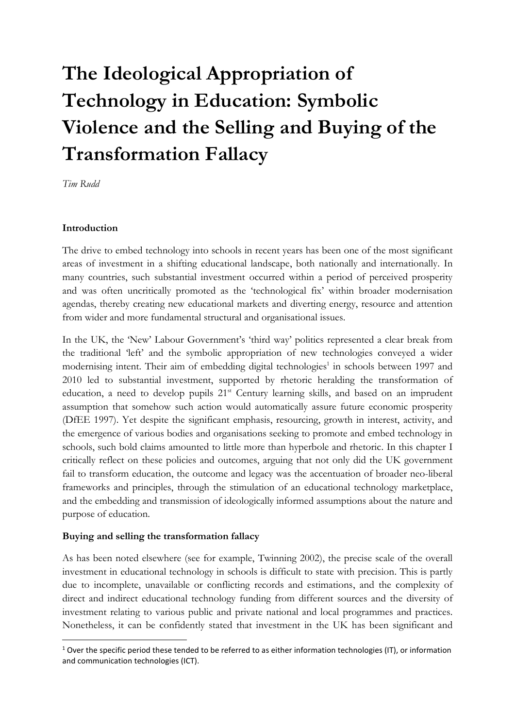# The Ideological Appropriation of Technology in Education: Symbolic Violence and the Selling and Buying of the Transformation Fallacy

*Tim Rudd*

**Introduction**

The drive to embed technology into schools in recent years has been one of the most significant areas of investment in a shifting educational landscape, both nationally and internationally. In many countries, such substantial investment occurred within a period of perceived prosperity and was often uncritically promoted as the 'technological fix' within broader modernisation agendas, thereby creating new educational markets and diverting energy, resource and attention from wider and more fundamental structural and organisational issues.

In the UK, the 'New' Labour Government's 'third way' politics represented a clear break from the traditional 'left' and the symbolic appropriation of new technologies conveyed a wider modernising intent. Their aim of embedding digital technologies[1] in schools between 1997 and 2010 led to substantial investment, supported by rhetoric heralding the transformation of education, a need to develop pupils 21st Century learning skills, and based on an imprudent assumption that somehow such action would automatically assure future economic prosperity (DfEE 1997). Yet despite the significant emphasis, resourcing, growth in interest, activity, and the emergence of various bodies and organisations seeking to promote and embed technology in schools, such bold claims amounted to little more than hyperbole and rhetoric. In this chapter I critically reflect on these policies and outcomes, arguing that not only did the UK government fail to transform education, the outcome and legacy was the accentuation of broader neo-liberal frameworks and principles, through the stimulation of an educational technology marketplace, and the embedding and transmission of ideologically informed assumptions about the nature and purpose of education.

**Buying and selling the transformation fallacy**

As has been noted elsewhere (see for example, Twinning 2002), the precise scale of the overall investment in educational technology in schools is difficult to state with precision. This is partly due to incomplete, unavailable or conflicting records and estimations, and the complexity of direct and indirect educational technology funding from different sources and the diversity of investment relating to various public and private national and local programmes and practices. Nonetheless, it can be confidently stated that investment in the UK has been significant and

[1] Over the specific period these tended to be referred to as either information technologies (IT), or information and communication technologies (ICT).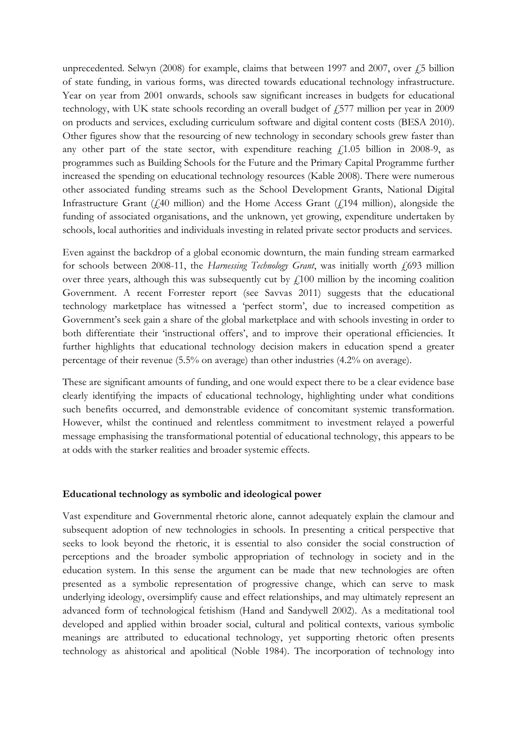unprecedented. Selwyn (2008) for example, claims that between 1997 and 2007, over £5 billion of state funding, in various forms, was directed towards educational technology infrastructure. Year on year from 2001 onwards, schools saw significant increases in budgets for educational technology, with UK state schools recording an overall budget of £577 million per year in 2009 on products and services, excluding curriculum software and digital content costs (BESA 2010). Other figures show that the resourcing of new technology in secondary schools grew faster than any other part of the state sector, with expenditure reaching £1.05 billion in 2008-9, as programmes such as Building Schools for the Future and the Primary Capital Programme further increased the spending on educational technology resources (Kable 2008). There were numerous other associated funding streams such as the School Development Grants, National Digital Infrastructure Grant (£40 million) and the Home Access Grant (£194 million), alongside the funding of associated organisations, and the unknown, yet growing, expenditure undertaken by schools, local authorities and individuals investing in related private sector products and services.

Even against the backdrop of a global economic downturn, the main funding stream earmarked for schools between 2008-11, the *Harnessing Technology Grant*, was initially worth £693 million over three years, although this was subsequently cut by £100 million by the incoming coalition Government. A recent Forrester report (see Savvas 2011) suggests that the educational technology marketplace has witnessed a 'perfect storm', due to increased competition as Government's seek gain a share of the global marketplace and with schools investing in order to both differentiate their 'instructional offers', and to improve their operational efficiencies. It further highlights that educational technology decision makers in education spend a greater percentage of their revenue (5.5% on average) than other industries (4.2% on average).

These are significant amounts of funding, and one would expect there to be a clear evidence base clearly identifying the impacts of educational technology, highlighting under what conditions such benefits occurred, and demonstrable evidence of concomitant systemic transformation. However, whilst the continued and relentless commitment to investment relayed a powerful message emphasising the transformational potential of educational technology, this appears to be at odds with the starker realities and broader systemic effects.

**Educational technology as symbolic and ideological power**

Vast expenditure and Governmental rhetoric alone, cannot adequately explain the clamour and subsequent adoption of new technologies in schools. In presenting a critical perspective that seeks to look beyond the rhetoric, it is essential to also consider the social construction of perceptions and the broader symbolic appropriation of technology in society and in the education system. In this sense the argument can be made that new technologies are often presented as a symbolic representation of progressive change, which can serve to mask underlying ideology, oversimplify cause and effect relationships, and may ultimately represent an advanced form of technological fetishism (Hand and Sandywell 2002). As a meditational tool developed and applied within broader social, cultural and political contexts, various symbolic meanings are attributed to educational technology, yet supporting rhetoric often presents technology as ahistorical and apolitical (Noble 1984). The incorporation of technology into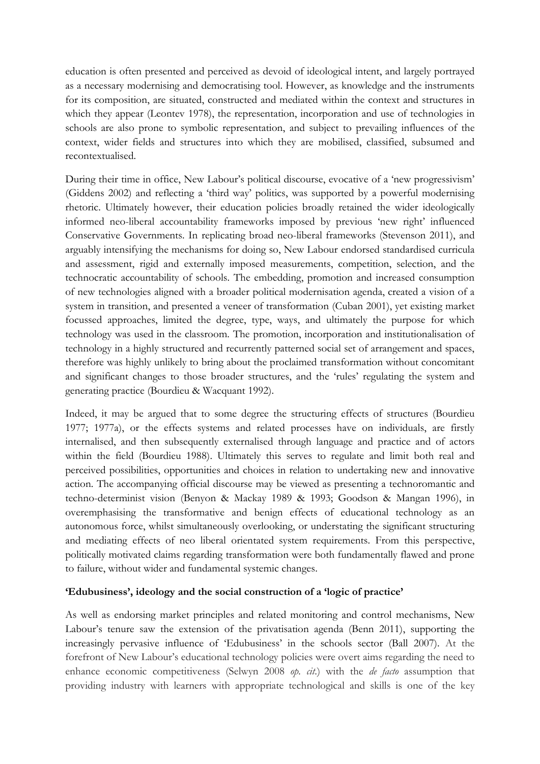education is often presented and perceived as devoid of ideological intent, and largely portrayed as a necessary modernising and democratising tool. However, as knowledge and the instruments for its composition, are situated, constructed and mediated within the context and structures in which they appear (Leontev 1978), the representation, incorporation and use of technologies in schools are also prone to symbolic representation, and subject to prevailing influences of the context, wider fields and structures into which they are mobilised, classified, subsumed and recontextualised.

During their time in office, New Labour's political discourse, evocative of a 'new progressivism' (Giddens 2002) and reflecting a 'third way' politics, was supported by a powerful modernising rhetoric. Ultimately however, their education policies broadly retained the wider ideologically informed neo-liberal accountability frameworks imposed by previous 'new right' influenced Conservative Governments. In replicating broad neo-liberal frameworks (Stevenson 2011), and arguably intensifying the mechanisms for doing so, New Labour endorsed standardised curricula and assessment, rigid and externally imposed measurements, competition, selection, and the technocratic accountability of schools. The embedding, promotion and increased consumption of new technologies aligned with a broader political modernisation agenda, created a vision of a system in transition, and presented a veneer of transformation (Cuban 2001), yet existing market focussed approaches, limited the degree, type, ways, and ultimately the purpose for which technology was used in the classroom. The promotion, incorporation and institutionalisation of technology in a highly structured and recurrently patterned social set of arrangement and spaces, therefore was highly unlikely to bring about the proclaimed transformation without concomitant and significant changes to those broader structures, and the 'rules' regulating the system and generating practice (Bourdieu & Wacquant 1992).

Indeed, it may be argued that to some degree the structuring effects of structures (Bourdieu 1977; 1977a), or the effects systems and related processes have on individuals, are firstly internalised, and then subsequently externalised through language and practice and of actors within the field (Bourdieu 1988). Ultimately this serves to regulate and limit both real and perceived possibilities, opportunities and choices in relation to undertaking new and innovative action. The accompanying official discourse may be viewed as presenting a technoromantic and techno-determinist vision (Benyon & Mackay 1989 & 1993; Goodson & Mangan 1996), in overemphasising the transformative and benign effects of educational technology as an autonomous force, whilst simultaneously overlooking, or understating the significant structuring and mediating effects of neo liberal orientated system requirements. From this perspective, politically motivated claims regarding transformation were both fundamentally flawed and prone to failure, without wider and fundamental systemic changes.

**'Edubusiness', ideology and the social construction of a 'logic of practice'**

As well as endorsing market principles and related monitoring and control mechanisms, New Labour's tenure saw the extension of the privatisation agenda (Benn 2011), supporting the increasingly pervasive influence of 'Edubusiness' in the schools sector (Ball 2007). At the forefront of New Labour's educational technology policies were overt aims regarding the need to enhance economic competitiveness (Selwyn 2008 *op. cit.*) with the *de facto* assumption that providing industry with learners with appropriate technological and skills is one of the key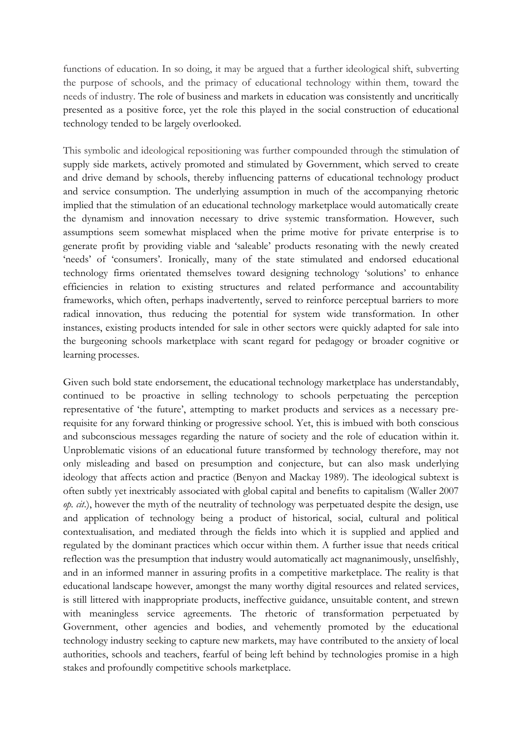functions of education. In so doing, it may be argued that a further ideological shift, subverting the purpose of schools, and the primacy of educational technology within them, toward the needs of industry. The role of business and markets in education was consistently and uncritically presented as a positive force, yet the role this played in the social construction of educational technology tended to be largely overlooked.

This symbolic and ideological repositioning was further compounded through the stimulation of supply side markets, actively promoted and stimulated by Government, which served to create and drive demand by schools, thereby influencing patterns of educational technology product and service consumption. The underlying assumption in much of the accompanying rhetoric implied that the stimulation of an educational technology marketplace would automatically create the dynamism and innovation necessary to drive systemic transformation. However, such assumptions seem somewhat misplaced when the prime motive for private enterprise is to generate profit by providing viable and 'saleable' products resonating with the newly created 'needs' of 'consumers'. Ironically, many of the state stimulated and endorsed educational technology firms orientated themselves toward designing technology 'solutions' to enhance efficiencies in relation to existing structures and related performance and accountability frameworks, which often, perhaps inadvertently, served to reinforce perceptual barriers to more radical innovation, thus reducing the potential for system wide transformation. In other instances, existing products intended for sale in other sectors were quickly adapted for sale into the burgeoning schools marketplace with scant regard for pedagogy or broader cognitive or learning processes.

Given such bold state endorsement, the educational technology marketplace has understandably, continued to be proactive in selling technology to schools perpetuating the perception representative of 'the future', attempting to market products and services as a necessary pre-requisite for any forward thinking or progressive school. Yet, this is imbued with both conscious and subconscious messages regarding the nature of society and the role of education within it. Unproblematic visions of an educational future transformed by technology therefore, may not only misleading and based on presumption and conjecture, but can also mask underlying ideology that affects action and practice (Benyon and Mackay 1989). The ideological subtext is often subtly yet inextricably associated with global capital and benefits to capitalism (Waller 2007 *op. cit.*), however the myth of the neutrality of technology was perpetuated despite the design, use and application of technology being a product of historical, social, cultural and political contextualisation, and mediated through the fields into which it is supplied and applied and regulated by the dominant practices which occur within them. A further issue that needs critical reflection was the presumption that industry would automatically act magnanimously, unselfishly, and in an informed manner in assuring profits in a competitive marketplace. The reality is that educational landscape however, amongst the many worthy digital resources and related services, is still littered with inappropriate products, ineffective guidance, unsuitable content, and strewn with meaningless service agreements. The rhetoric of transformation perpetuated by Government, other agencies and bodies, and vehemently promoted by the educational technology industry seeking to capture new markets, may have contributed to the anxiety of local authorities, schools and teachers, fearful of being left behind by technologies promise in a high stakes and profoundly competitive schools marketplace.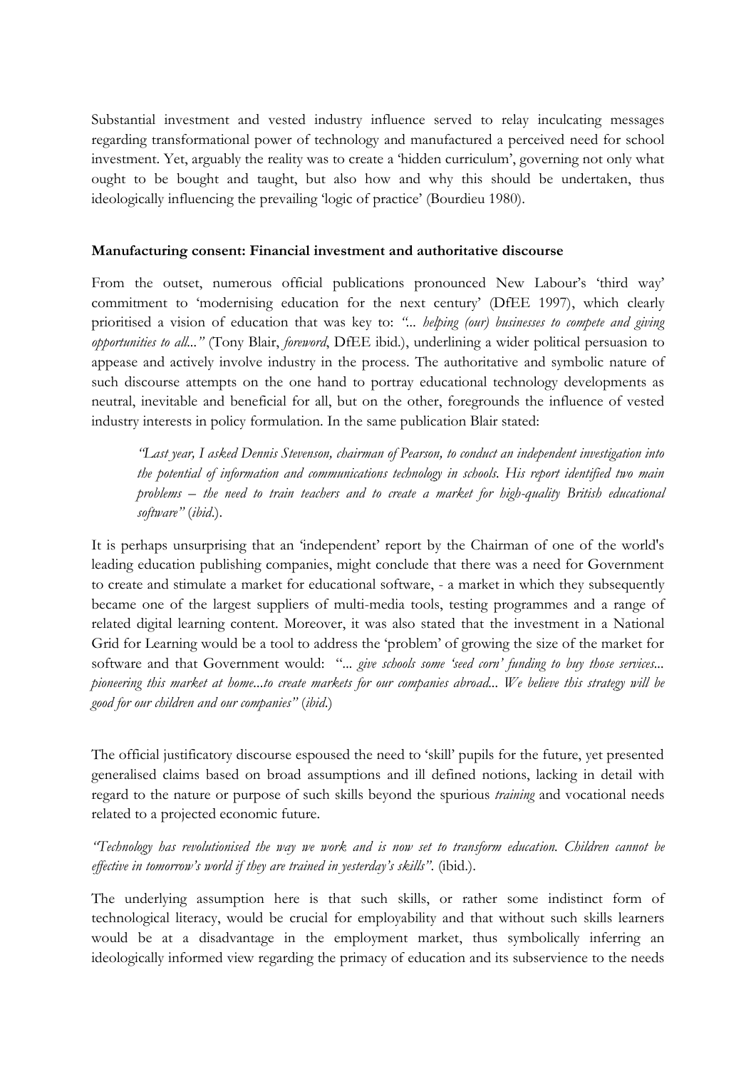Substantial investment and vested industry influence served to relay inculcating messages regarding transformational power of technology and manufactured a perceived need for school investment. Yet, arguably the reality was to create a 'hidden curriculum', governing not only what ought to be bought and taught, but also how and why this should be undertaken, thus ideologically influencing the prevailing 'logic of practice' (Bourdieu 1980).

**Manufacturing consent: Financial investment and authoritative discourse**

From the outset, numerous official publications pronounced New Labour's 'third way' commitment to 'modernising education for the next century' (DfEE 1997), which clearly prioritised a vision of education that was key to: *"... helping (our) businesses to compete and giving opportunities to all..."* (Tony Blair, *foreword*, DfEE ibid.), underlining a wider political persuasion to appease and actively involve industry in the process. The authoritative and symbolic nature of such discourse attempts on the one hand to portray educational technology developments as neutral, inevitable and beneficial for all, but on the other, foregrounds the influence of vested industry interests in policy formulation. In the same publication Blair stated:

> *"Last year, I asked Dennis Stevenson, chairman of Pearson, to conduct an independent investigation into the potential of information and communications technology in schools. His report identified two main problems – the need to train teachers and to create a market for high-quality British educational software"* (*ibid*.).

It is perhaps unsurprising that an 'independent' report by the Chairman of one of the world's leading education publishing companies, might conclude that there was a need for Government to create and stimulate a market for educational software, - a market in which they subsequently became one of the largest suppliers of multi-media tools, testing programmes and a range of related digital learning content. Moreover, it was also stated that the investment in a National Grid for Learning would be a tool to address the 'problem' of growing the size of the market for software and that Government would: "*... give schools some 'seed corn' funding to buy those services... pioneering this market at home...to create markets for our companies abroad... We believe this strategy will be good for our children and our companies"* (*ibid*.)

The official justificatory discourse espoused the need to 'skill' pupils for the future, yet presented generalised claims based on broad assumptions and ill defined notions, lacking in detail with regard to the nature or purpose of such skills beyond the spurious *training* and vocational needs related to a projected economic future.

*"Technology has revolutionised the way we work and is now set to transform education. Children cannot be effective in tomorrow's world if they are trained in yesterday's skills".* (ibid.).

The underlying assumption here is that such skills, or rather some indistinct form of technological literacy, would be crucial for employability and that without such skills learners would be at a disadvantage in the employment market, thus symbolically inferring an ideologically informed view regarding the primacy of education and its subservience to the needs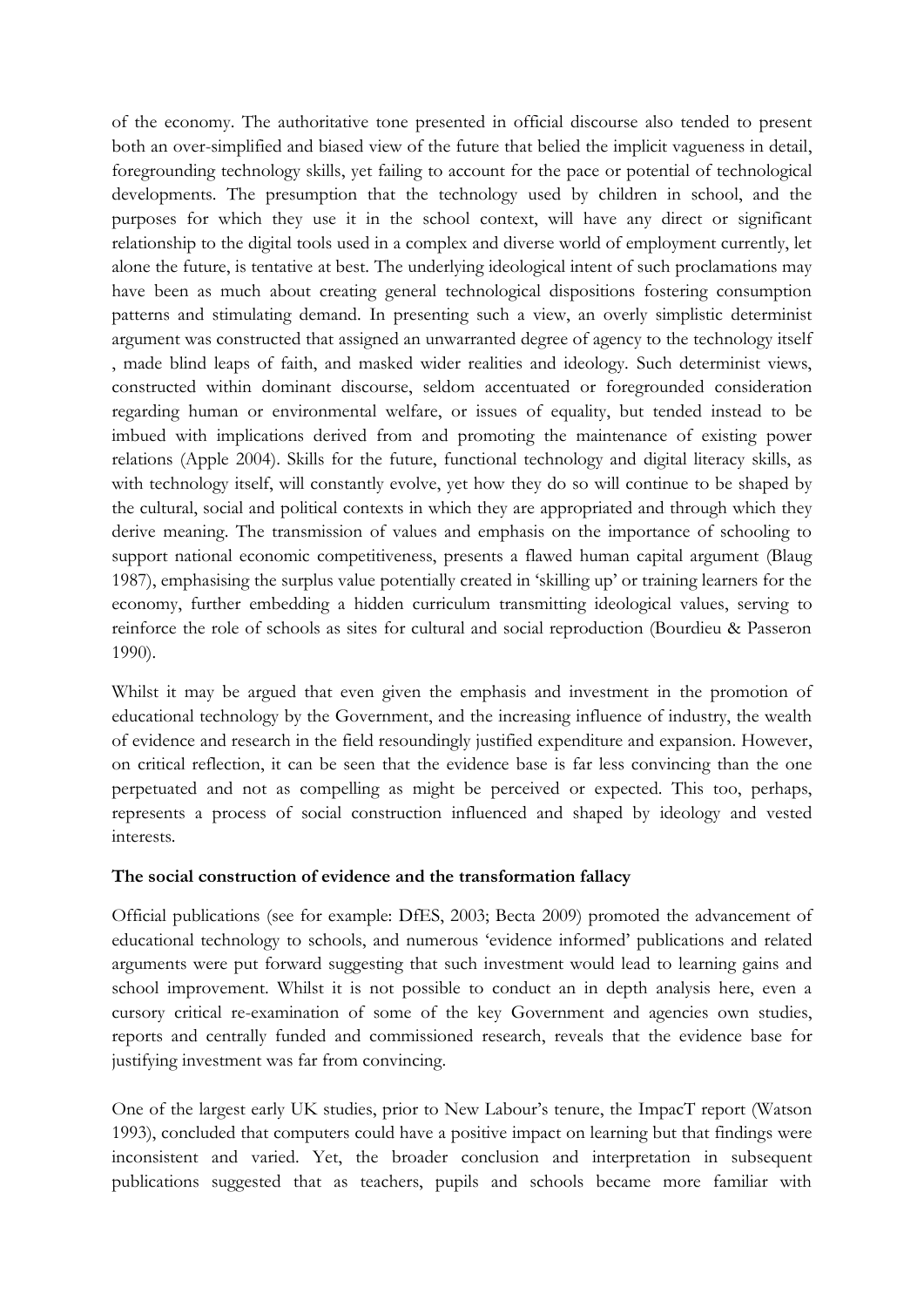of the economy. The authoritative tone presented in official discourse also tended to present both an over-simplified and biased view of the future that belied the implicit vagueness in detail, foregrounding technology skills, yet failing to account for the pace or potential of technological developments. The presumption that the technology used by children in school, and the purposes for which they use it in the school context, will have any direct or significant relationship to the digital tools used in a complex and diverse world of employment currently, let alone the future, is tentative at best. The underlying ideological intent of such proclamations may have been as much about creating general technological dispositions fostering consumption patterns and stimulating demand. In presenting such a view, an overly simplistic determinist argument was constructed that assigned an unwarranted degree of agency to the technology itself , made blind leaps of faith, and masked wider realities and ideology. Such determinist views, constructed within dominant discourse, seldom accentuated or foregrounded consideration regarding human or environmental welfare, or issues of equality, but tended instead to be imbued with implications derived from and promoting the maintenance of existing power relations (Apple 2004). Skills for the future, functional technology and digital literacy skills, as with technology itself, will constantly evolve, yet how they do so will continue to be shaped by the cultural, social and political contexts in which they are appropriated and through which they derive meaning. The transmission of values and emphasis on the importance of schooling to support national economic competitiveness, presents a flawed human capital argument (Blaug 1987), emphasising the surplus value potentially created in 'skilling up' or training learners for the economy, further embedding a hidden curriculum transmitting ideological values, serving to reinforce the role of schools as sites for cultural and social reproduction (Bourdieu & Passeron 1990).

Whilst it may be argued that even given the emphasis and investment in the promotion of educational technology by the Government, and the increasing influence of industry, the wealth of evidence and research in the field resoundingly justified expenditure and expansion. However, on critical reflection, it can be seen that the evidence base is far less convincing than the one perpetuated and not as compelling as might be perceived or expected. This too, perhaps, represents a process of social construction influenced and shaped by ideology and vested interests.

**The social construction of evidence and the transformation fallacy**

Official publications (see for example: DfES, 2003; Becta 2009) promoted the advancement of educational technology to schools, and numerous 'evidence informed' publications and related arguments were put forward suggesting that such investment would lead to learning gains and school improvement. Whilst it is not possible to conduct an in depth analysis here, even a cursory critical re-examination of some of the key Government and agencies own studies, reports and centrally funded and commissioned research, reveals that the evidence base for justifying investment was far from convincing.

One of the largest early UK studies, prior to New Labour's tenure, the ImpacT report (Watson 1993), concluded that computers could have a positive impact on learning but that findings were inconsistent and varied. Yet, the broader conclusion and interpretation in subsequent publications suggested that as teachers, pupils and schools became more familiar with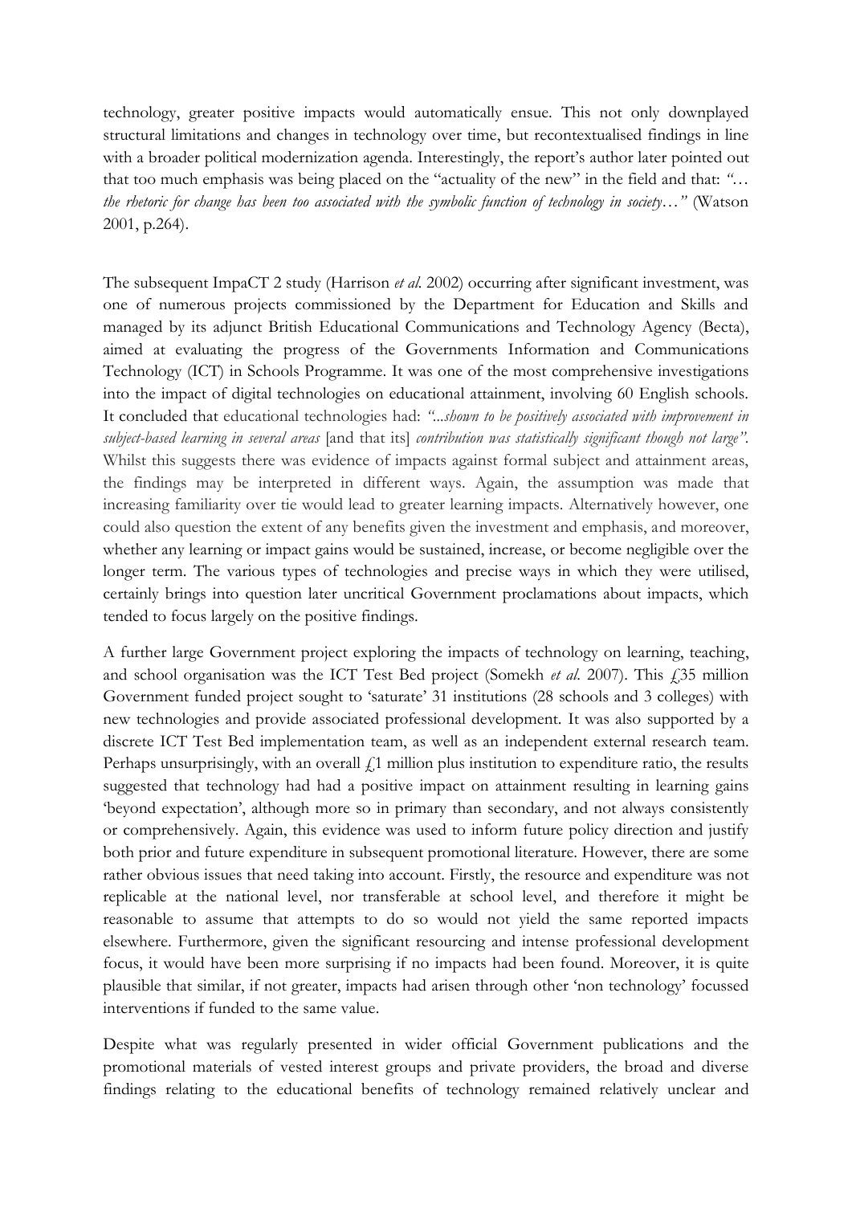technology, greater positive impacts would automatically ensue. This not only downplayed structural limitations and changes in technology over time, but recontextualised findings in line with a broader political modernization agenda. Interestingly, the report's author later pointed out that too much emphasis was being placed on the "actuality of the new" in the field and that: *"… the rhetoric for change has been too associated with the symbolic function of technology in society…"* (Watson 2001, p.264).

The subsequent ImpaCT 2 study (Harrison *et al.* 2002) occurring after significant investment, was one of numerous projects commissioned by the Department for Education and Skills and managed by its adjunct British Educational Communications and Technology Agency (Becta), aimed at evaluating the progress of the Governments Information and Communications Technology (ICT) in Schools Programme. It was one of the most comprehensive investigations into the impact of digital technologies on educational attainment, involving 60 English schools. It concluded that educational technologies had: *"...shown to be positively associated with improvement in subject-based learning in several areas* [and that its] *contribution was statistically significant though not large".* Whilst this suggests there was evidence of impacts against formal subject and attainment areas, the findings may be interpreted in different ways. Again, the assumption was made that increasing familiarity over tie would lead to greater learning impacts. Alternatively however, one could also question the extent of any benefits given the investment and emphasis, and moreover, whether any learning or impact gains would be sustained, increase, or become negligible over the longer term. The various types of technologies and precise ways in which they were utilised, certainly brings into question later uncritical Government proclamations about impacts, which tended to focus largely on the positive findings.

A further large Government project exploring the impacts of technology on learning, teaching, and school organisation was the ICT Test Bed project (Somekh *et al.* 2007). This £35 million Government funded project sought to 'saturate' 31 institutions (28 schools and 3 colleges) with new technologies and provide associated professional development. It was also supported by a discrete ICT Test Bed implementation team, as well as an independent external research team. Perhaps unsurprisingly, with an overall £1 million plus institution to expenditure ratio, the results suggested that technology had had a positive impact on attainment resulting in learning gains 'beyond expectation', although more so in primary than secondary, and not always consistently or comprehensively. Again, this evidence was used to inform future policy direction and justify both prior and future expenditure in subsequent promotional literature. However, there are some rather obvious issues that need taking into account. Firstly, the resource and expenditure was not replicable at the national level, nor transferable at school level, and therefore it might be reasonable to assume that attempts to do so would not yield the same reported impacts elsewhere. Furthermore, given the significant resourcing and intense professional development focus, it would have been more surprising if no impacts had been found. Moreover, it is quite plausible that similar, if not greater, impacts had arisen through other 'non technology' focussed interventions if funded to the same value.

Despite what was regularly presented in wider official Government publications and the promotional materials of vested interest groups and private providers, the broad and diverse findings relating to the educational benefits of technology remained relatively unclear and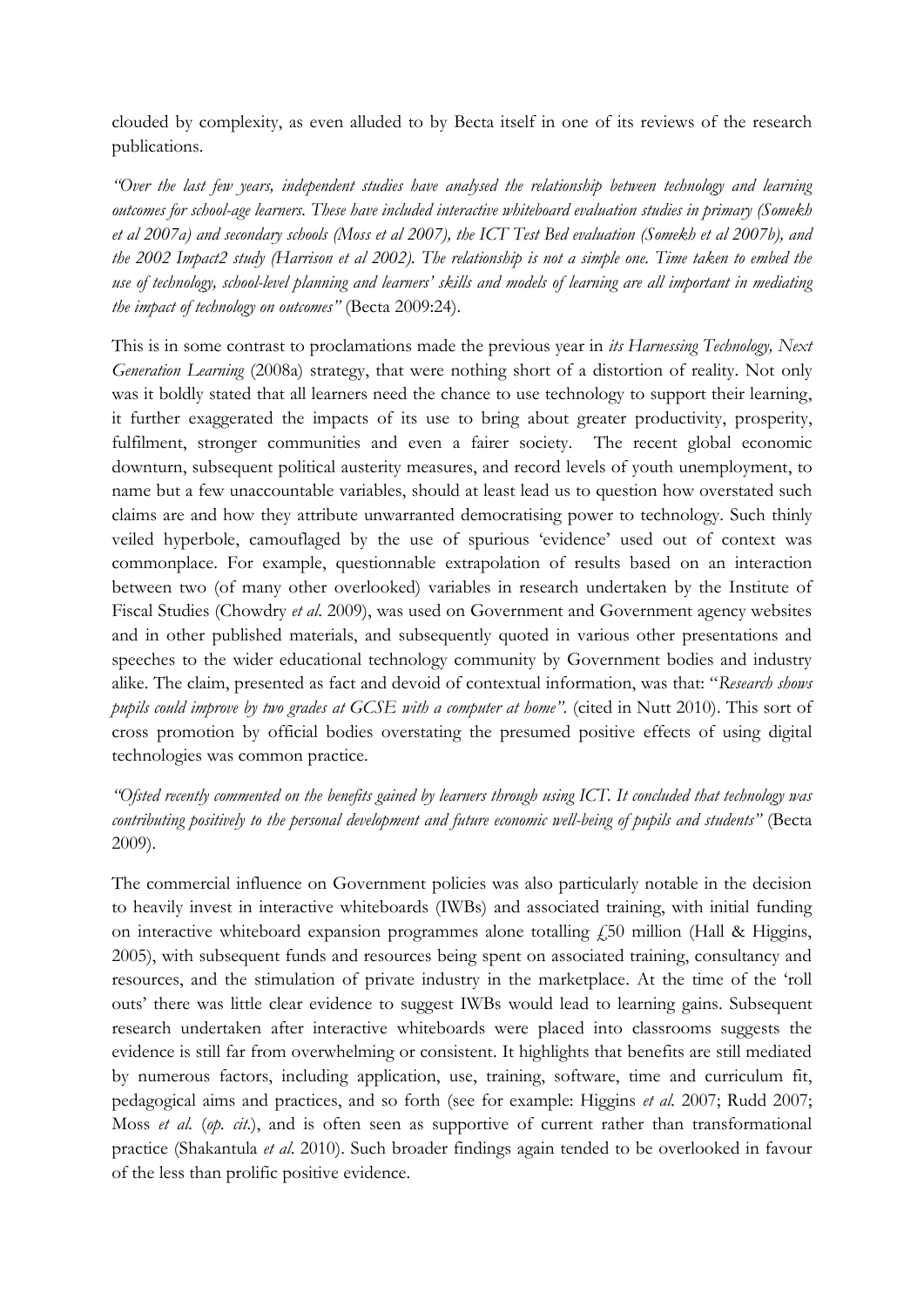clouded by complexity, as even alluded to by Becta itself in one of its reviews of the research publications.

*"Over the last few years, independent studies have analysed the relationship between technology and learning outcomes for school-age learners. These have included interactive whiteboard evaluation studies in primary (Somekh et al 2007a) and secondary schools (Moss et al 2007), the ICT Test Bed evaluation (Somekh et al 2007b), and the 2002 Impact2 study (Harrison et al 2002). The relationship is not a simple one. Time taken to embed the use of technology, school-level planning and learners' skills and models of learning are all important in mediating the impact of technology on outcomes"* (Becta 2009:24).

This is in some contrast to proclamations made the previous year in *its Harnessing Technology, Next Generation Learning* (2008a) strategy, that were nothing short of a distortion of reality. Not only was it boldly stated that all learners need the chance to use technology to support their learning, it further exaggerated the impacts of its use to bring about greater productivity, prosperity, fulfilment, stronger communities and even a fairer society. The recent global economic downturn, subsequent political austerity measures, and record levels of youth unemployment, to name but a few unaccountable variables, should at least lead us to question how overstated such claims are and how they attribute unwarranted democratising power to technology. Such thinly veiled hyperbole, camouflaged by the use of spurious 'evidence' used out of context was commonplace. For example, questionnable extrapolation of results based on an interaction between two (of many other overlooked) variables in research undertaken by the Institute of Fiscal Studies (Chowdry *et al.* 2009), was used on Government and Government agency websites and in other published materials, and subsequently quoted in various other presentations and speeches to the wider educational technology community by Government bodies and industry alike. The claim, presented as fact and devoid of contextual information, was that: "*Research shows pupils could improve by two grades at GCSE with a computer at home"*. (cited in Nutt 2010). This sort of cross promotion by official bodies overstating the presumed positive effects of using digital technologies was common practice.

*"Ofsted recently commented on the benefits gained by learners through using ICT. It concluded that technology was contributing positively to the personal development and future economic well-being of pupils and students"* (Becta 2009).

The commercial influence on Government policies was also particularly notable in the decision to heavily invest in interactive whiteboards (IWBs) and associated training, with initial funding on interactive whiteboard expansion programmes alone totalling £50 million (Hall & Higgins, 2005), with subsequent funds and resources being spent on associated training, consultancy and resources, and the stimulation of private industry in the marketplace. At the time of the 'roll outs' there was little clear evidence to suggest IWBs would lead to learning gains. Subsequent research undertaken after interactive whiteboards were placed into classrooms suggests the evidence is still far from overwhelming or consistent. It highlights that benefits are still mediated by numerous factors, including application, use, training, software, time and curriculum fit, pedagogical aims and practices, and so forth (see for example: Higgins *et al.* 2007; Rudd 2007; Moss *et al.* (*op. cit.*), and is often seen as supportive of current rather than transformational practice (Shakantula *et al.* 2010). Such broader findings again tended to be overlooked in favour of the less than prolific positive evidence.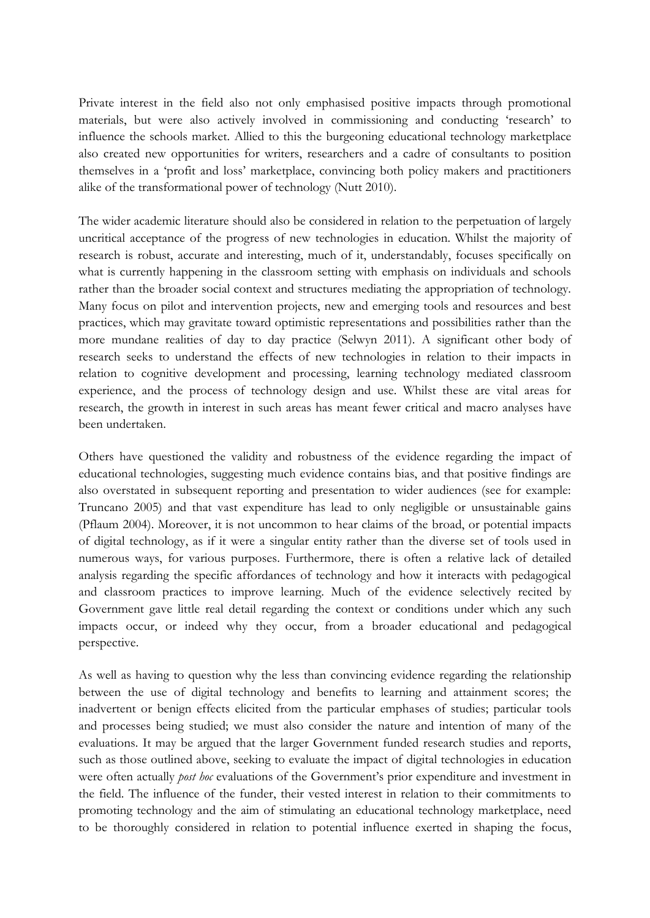Private interest in the field also not only emphasised positive impacts through promotional materials, but were also actively involved in commissioning and conducting 'research' to influence the schools market. Allied to this the burgeoning educational technology marketplace also created new opportunities for writers, researchers and a cadre of consultants to position themselves in a 'profit and loss' marketplace, convincing both policy makers and practitioners alike of the transformational power of technology (Nutt 2010).

The wider academic literature should also be considered in relation to the perpetuation of largely uncritical acceptance of the progress of new technologies in education. Whilst the majority of research is robust, accurate and interesting, much of it, understandably, focuses specifically on what is currently happening in the classroom setting with emphasis on individuals and schools rather than the broader social context and structures mediating the appropriation of technology. Many focus on pilot and intervention projects, new and emerging tools and resources and best practices, which may gravitate toward optimistic representations and possibilities rather than the more mundane realities of day to day practice (Selwyn 2011). A significant other body of research seeks to understand the effects of new technologies in relation to their impacts in relation to cognitive development and processing, learning technology mediated classroom experience, and the process of technology design and use. Whilst these are vital areas for research, the growth in interest in such areas has meant fewer critical and macro analyses have been undertaken.

Others have questioned the validity and robustness of the evidence regarding the impact of educational technologies, suggesting much evidence contains bias, and that positive findings are also overstated in subsequent reporting and presentation to wider audiences (see for example: Truncano 2005) and that vast expenditure has lead to only negligible or unsustainable gains (Pflaum 2004). Moreover, it is not uncommon to hear claims of the broad, or potential impacts of digital technology, as if it were a singular entity rather than the diverse set of tools used in numerous ways, for various purposes. Furthermore, there is often a relative lack of detailed analysis regarding the specific affordances of technology and how it interacts with pedagogical and classroom practices to improve learning. Much of the evidence selectively recited by Government gave little real detail regarding the context or conditions under which any such impacts occur, or indeed why they occur, from a broader educational and pedagogical perspective.

As well as having to question why the less than convincing evidence regarding the relationship between the use of digital technology and benefits to learning and attainment scores; the inadvertent or benign effects elicited from the particular emphases of studies; particular tools and processes being studied; we must also consider the nature and intention of many of the evaluations. It may be argued that the larger Government funded research studies and reports, such as those outlined above, seeking to evaluate the impact of digital technologies in education were often actually *post hoc* evaluations of the Government's prior expenditure and investment in the field. The influence of the funder, their vested interest in relation to their commitments to promoting technology and the aim of stimulating an educational technology marketplace, need to be thoroughly considered in relation to potential influence exerted in shaping the focus,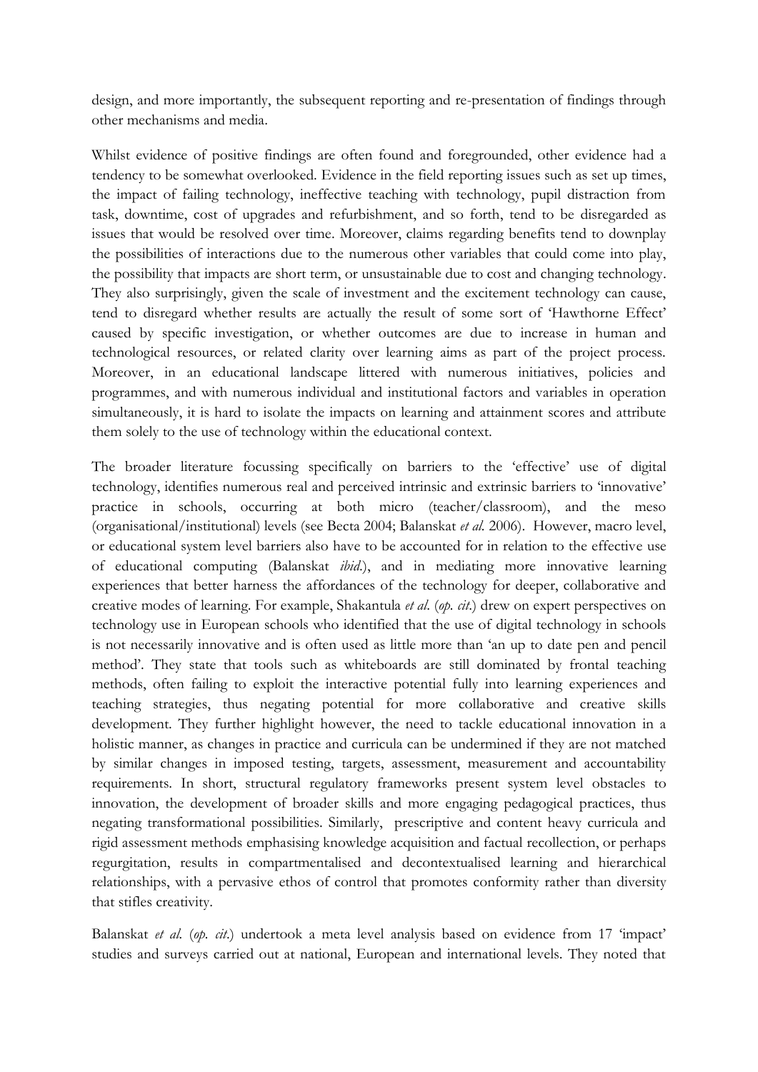design, and more importantly, the subsequent reporting and re-presentation of findings through other mechanisms and media.

Whilst evidence of positive findings are often found and foregrounded, other evidence had a tendency to be somewhat overlooked. Evidence in the field reporting issues such as set up times, the impact of failing technology, ineffective teaching with technology, pupil distraction from task, downtime, cost of upgrades and refurbishment, and so forth, tend to be disregarded as issues that would be resolved over time. Moreover, claims regarding benefits tend to downplay the possibilities of interactions due to the numerous other variables that could come into play, the possibility that impacts are short term, or unsustainable due to cost and changing technology. They also surprisingly, given the scale of investment and the excitement technology can cause, tend to disregard whether results are actually the result of some sort of 'Hawthorne Effect' caused by specific investigation, or whether outcomes are due to increase in human and technological resources, or related clarity over learning aims as part of the project process. Moreover, in an educational landscape littered with numerous initiatives, policies and programmes, and with numerous individual and institutional factors and variables in operation simultaneously, it is hard to isolate the impacts on learning and attainment scores and attribute them solely to the use of technology within the educational context.

The broader literature focussing specifically on barriers to the 'effective' use of digital technology, identifies numerous real and perceived intrinsic and extrinsic barriers to 'innovative' practice in schools, occurring at both micro (teacher/classroom), and the meso (organisational/institutional) levels (see Becta 2004; Balanskat *et al.* 2006). However, macro level, or educational system level barriers also have to be accounted for in relation to the effective use of educational computing (Balanskat *ibid.*), and in mediating more innovative learning experiences that better harness the affordances of the technology for deeper, collaborative and creative modes of learning. For example, Shakantula *et al.* (*op. cit.*) drew on expert perspectives on technology use in European schools who identified that the use of digital technology in schools is not necessarily innovative and is often used as little more than 'an up to date pen and pencil method'. They state that tools such as whiteboards are still dominated by frontal teaching methods, often failing to exploit the interactive potential fully into learning experiences and teaching strategies, thus negating potential for more collaborative and creative skills development. They further highlight however, the need to tackle educational innovation in a holistic manner, as changes in practice and curricula can be undermined if they are not matched by similar changes in imposed testing, targets, assessment, measurement and accountability requirements. In short, structural regulatory frameworks present system level obstacles to innovation, the development of broader skills and more engaging pedagogical practices, thus negating transformational possibilities. Similarly, prescriptive and content heavy curricula and rigid assessment methods emphasising knowledge acquisition and factual recollection, or perhaps regurgitation, results in compartmentalised and decontextualised learning and hierarchical relationships, with a pervasive ethos of control that promotes conformity rather than diversity that stifles creativity.

Balanskat *et al.* (*op. cit.*) undertook a meta level analysis based on evidence from 17 'impact' studies and surveys carried out at national, European and international levels. They noted that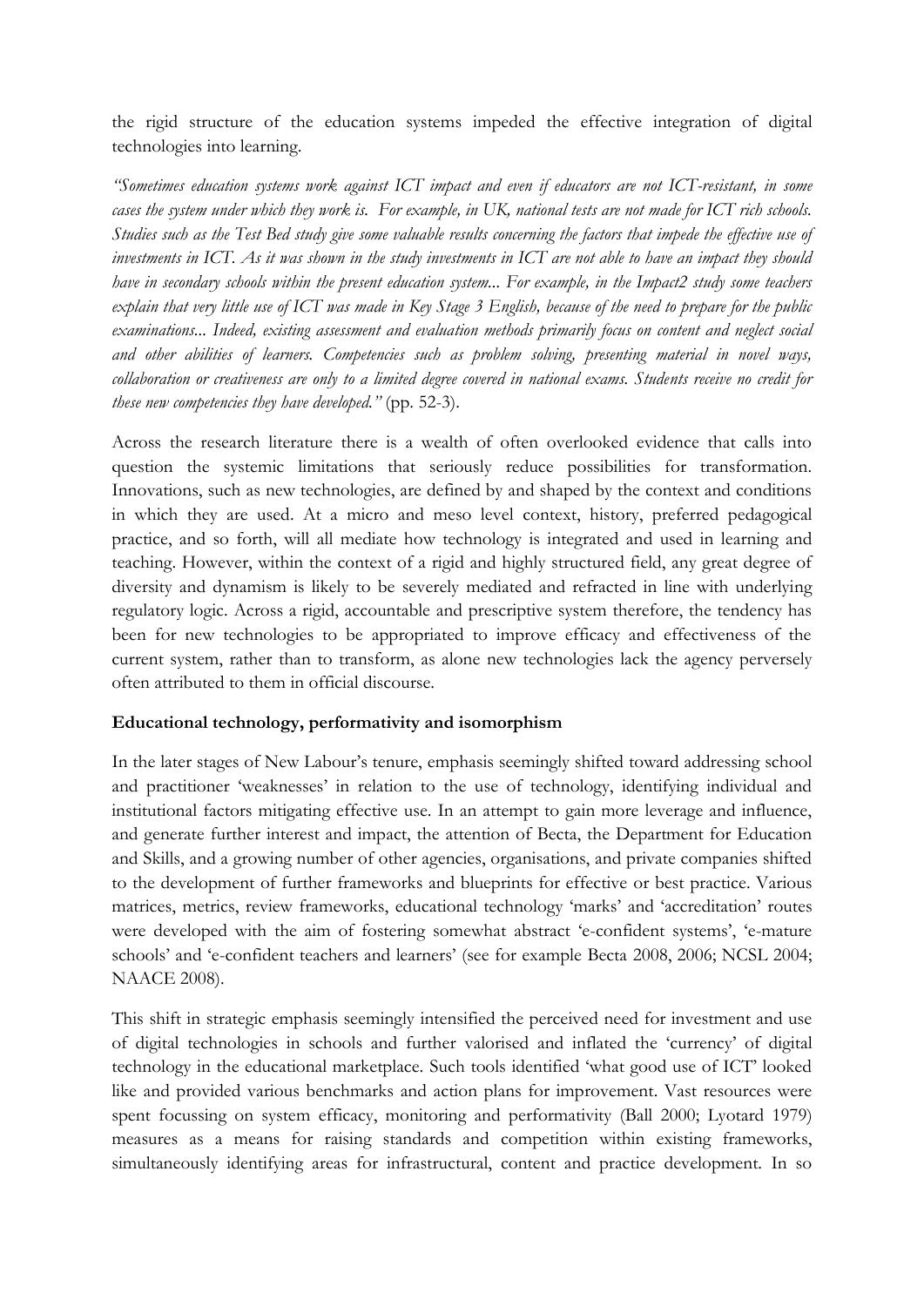the rigid structure of the education systems impeded the effective integration of digital technologies into learning.

*"Sometimes education systems work against ICT impact and even if educators are not ICT-resistant, in some cases the system under which they work is. For example, in UK, national tests are not made for ICT rich schools. Studies such as the Test Bed study give some valuable results concerning the factors that impede the effective use of investments in ICT. As it was shown in the study investments in ICT are not able to have an impact they should have in secondary schools within the present education system... For example, in the Impact2 study some teachers explain that very little use of ICT was made in Key Stage 3 English, because of the need to prepare for the public examinations... Indeed, existing assessment and evaluation methods primarily focus on content and neglect social and other abilities of learners. Competencies such as problem solving, presenting material in novel ways, collaboration or creativeness are only to a limited degree covered in national exams. Students receive no credit for these new competencies they have developed."* (pp. 52-3).

Across the research literature there is a wealth of often overlooked evidence that calls into question the systemic limitations that seriously reduce possibilities for transformation. Innovations, such as new technologies, are defined by and shaped by the context and conditions in which they are used. At a micro and meso level context, history, preferred pedagogical practice, and so forth, will all mediate how technology is integrated and used in learning and teaching. However, within the context of a rigid and highly structured field, any great degree of diversity and dynamism is likely to be severely mediated and refracted in line with underlying regulatory logic. Across a rigid, accountable and prescriptive system therefore, the tendency has been for new technologies to be appropriated to improve efficacy and effectiveness of the current system, rather than to transform, as alone new technologies lack the agency perversely often attributed to them in official discourse.

**Educational technology, performativity and isomorphism**

In the later stages of New Labour's tenure, emphasis seemingly shifted toward addressing school and practitioner 'weaknesses' in relation to the use of technology, identifying individual and institutional factors mitigating effective use. In an attempt to gain more leverage and influence, and generate further interest and impact, the attention of Becta, the Department for Education and Skills, and a growing number of other agencies, organisations, and private companies shifted to the development of further frameworks and blueprints for effective or best practice. Various matrices, metrics, review frameworks, educational technology 'marks' and 'accreditation' routes were developed with the aim of fostering somewhat abstract 'e-confident systems', 'e-mature schools' and 'e-confident teachers and learners' (see for example Becta 2008, 2006; NCSL 2004; NAACE 2008).

This shift in strategic emphasis seemingly intensified the perceived need for investment and use of digital technologies in schools and further valorised and inflated the 'currency' of digital technology in the educational marketplace. Such tools identified 'what good use of ICT' looked like and provided various benchmarks and action plans for improvement. Vast resources were spent focussing on system efficacy, monitoring and performativity (Ball 2000; Lyotard 1979) measures as a means for raising standards and competition within existing frameworks, simultaneously identifying areas for infrastructural, content and practice development. In so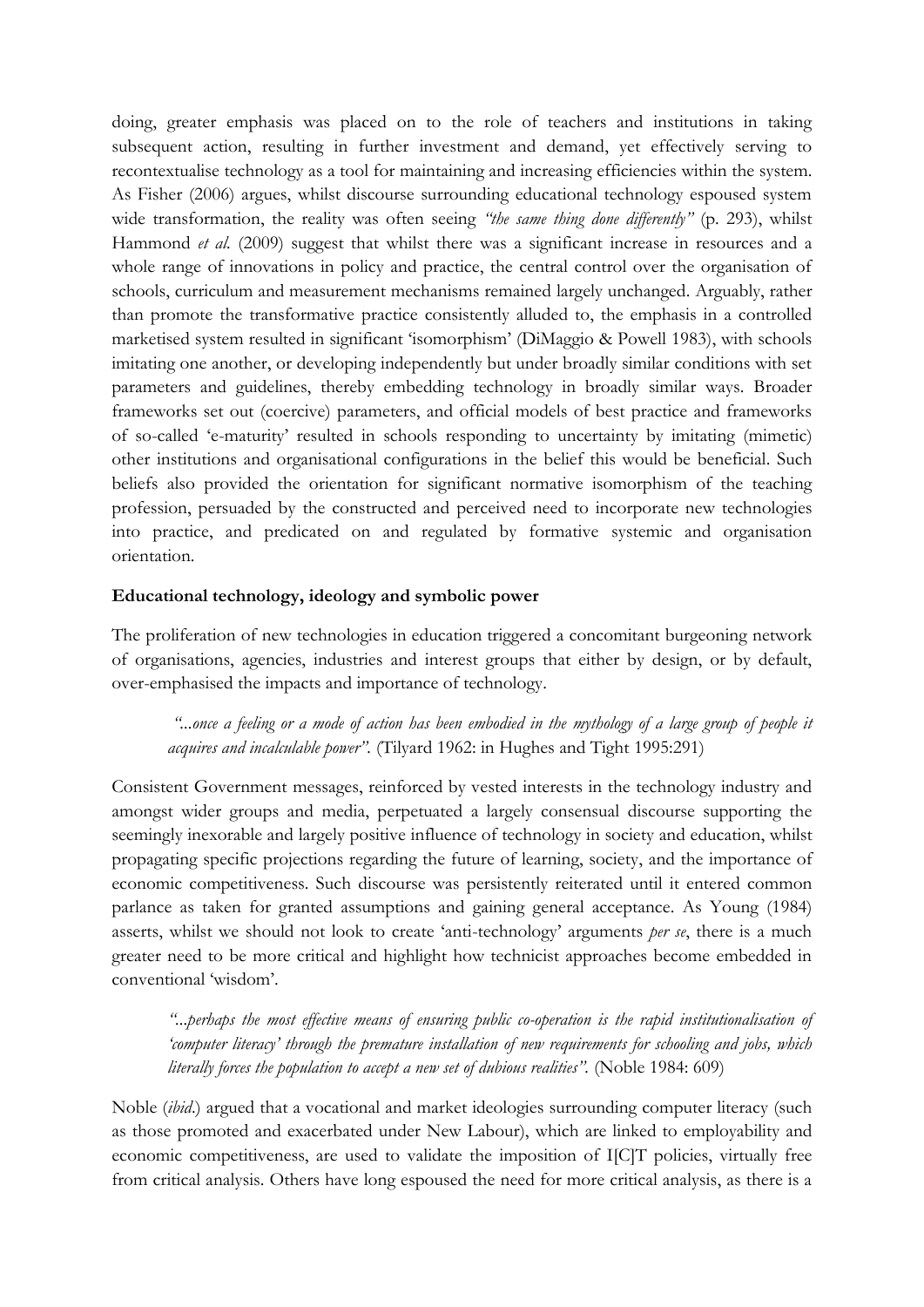doing, greater emphasis was placed on to the role of teachers and institutions in taking subsequent action, resulting in further investment and demand, yet effectively serving to recontextualise technology as a tool for maintaining and increasing efficiencies within the system. As Fisher (2006) argues, whilst discourse surrounding educational technology espoused system wide transformation, the reality was often seeing *"the same thing done differently"* (p. 293), whilst Hammond *et al.* (2009) suggest that whilst there was a significant increase in resources and a whole range of innovations in policy and practice, the central control over the organisation of schools, curriculum and measurement mechanisms remained largely unchanged. Arguably, rather than promote the transformative practice consistently alluded to, the emphasis in a controlled marketised system resulted in significant 'isomorphism' (DiMaggio & Powell 1983), with schools imitating one another, or developing independently but under broadly similar conditions with set parameters and guidelines, thereby embedding technology in broadly similar ways. Broader frameworks set out (coercive) parameters, and official models of best practice and frameworks of so-called 'e-maturity' resulted in schools responding to uncertainty by imitating (mimetic) other institutions and organisational configurations in the belief this would be beneficial. Such beliefs also provided the orientation for significant normative isomorphism of the teaching profession, persuaded by the constructed and perceived need to incorporate new technologies into practice, and predicated on and regulated by formative systemic and organisation orientation.

**Educational technology, ideology and symbolic power**

The proliferation of new technologies in education triggered a concomitant burgeoning network of organisations, agencies, industries and interest groups that either by design, or by default, over-emphasised the impacts and importance of technology.

> *"...once a feeling or a mode of action has been embodied in the mythology of a large group of people it acquires and incalculable power".* (Tilyard 1962: in Hughes and Tight 1995:291)

Consistent Government messages, reinforced by vested interests in the technology industry and amongst wider groups and media, perpetuated a largely consensual discourse supporting the seemingly inexorable and largely positive influence of technology in society and education, whilst propagating specific projections regarding the future of learning, society, and the importance of economic competitiveness. Such discourse was persistently reiterated until it entered common parlance as taken for granted assumptions and gaining general acceptance. As Young (1984) asserts, whilst we should not look to create 'anti-technology' arguments *per se*, there is a much greater need to be more critical and highlight how technicist approaches become embedded in conventional 'wisdom'.

> *"...perhaps the most effective means of ensuring public co-operation is the rapid institutionalisation of 'computer literacy' through the premature installation of new requirements for schooling and jobs, which literally forces the population to accept a new set of dubious realities".* (Noble 1984: 609)

Noble (*ibid*.) argued that a vocational and market ideologies surrounding computer literacy (such as those promoted and exacerbated under New Labour), which are linked to employability and economic competitiveness, are used to validate the imposition of I[C]T policies, virtually free from critical analysis. Others have long espoused the need for more critical analysis, as there is a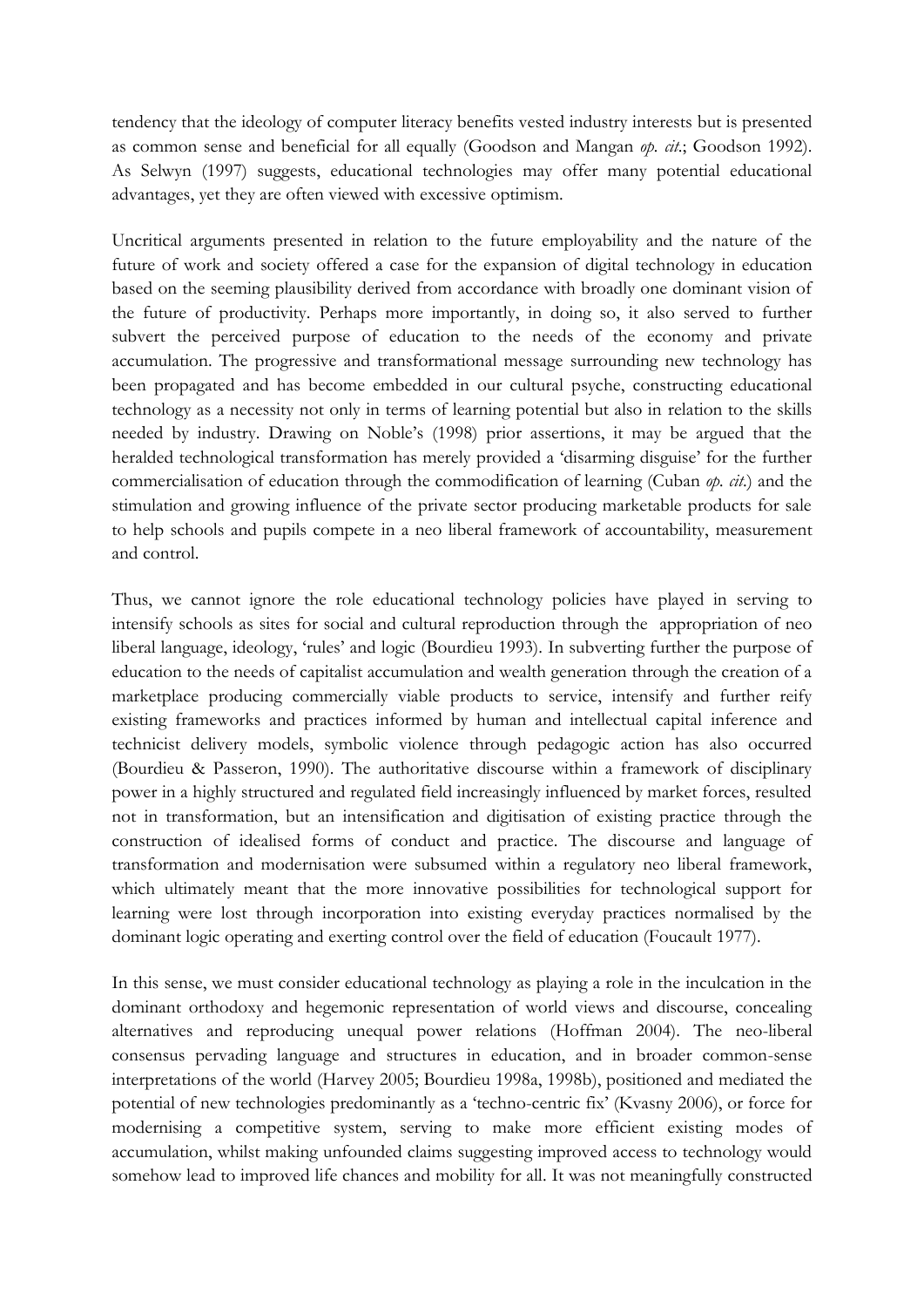tendency that the ideology of computer literacy benefits vested industry interests but is presented as common sense and beneficial for all equally (Goodson and Mangan *op. cit.*; Goodson 1992). As Selwyn (1997) suggests, educational technologies may offer many potential educational advantages, yet they are often viewed with excessive optimism.

Uncritical arguments presented in relation to the future employability and the nature of the future of work and society offered a case for the expansion of digital technology in education based on the seeming plausibility derived from accordance with broadly one dominant vision of the future of productivity. Perhaps more importantly, in doing so, it also served to further subvert the perceived purpose of education to the needs of the economy and private accumulation. The progressive and transformational message surrounding new technology has been propagated and has become embedded in our cultural psyche, constructing educational technology as a necessity not only in terms of learning potential but also in relation to the skills needed by industry. Drawing on Noble's (1998) prior assertions, it may be argued that the heralded technological transformation has merely provided a 'disarming disguise' for the further commercialisation of education through the commodification of learning (Cuban *op. cit.*) and the stimulation and growing influence of the private sector producing marketable products for sale to help schools and pupils compete in a neo liberal framework of accountability, measurement and control.

Thus, we cannot ignore the role educational technology policies have played in serving to intensify schools as sites for social and cultural reproduction through the appropriation of neo liberal language, ideology, 'rules' and logic (Bourdieu 1993). In subverting further the purpose of education to the needs of capitalist accumulation and wealth generation through the creation of a marketplace producing commercially viable products to service, intensify and further reify existing frameworks and practices informed by human and intellectual capital inference and technicist delivery models, symbolic violence through pedagogic action has also occurred (Bourdieu & Passeron, 1990). The authoritative discourse within a framework of disciplinary power in a highly structured and regulated field increasingly influenced by market forces, resulted not in transformation, but an intensification and digitisation of existing practice through the construction of idealised forms of conduct and practice. The discourse and language of transformation and modernisation were subsumed within a regulatory neo liberal framework, which ultimately meant that the more innovative possibilities for technological support for learning were lost through incorporation into existing everyday practices normalised by the dominant logic operating and exerting control over the field of education (Foucault 1977).

In this sense, we must consider educational technology as playing a role in the inculcation in the dominant orthodoxy and hegemonic representation of world views and discourse, concealing alternatives and reproducing unequal power relations (Hoffman 2004). The neo-liberal consensus pervading language and structures in education, and in broader common-sense interpretations of the world (Harvey 2005; Bourdieu 1998a, 1998b), positioned and mediated the potential of new technologies predominantly as a 'techno-centric fix' (Kvasny 2006), or force for modernising a competitive system, serving to make more efficient existing modes of accumulation, whilst making unfounded claims suggesting improved access to technology would somehow lead to improved life chances and mobility for all. It was not meaningfully constructed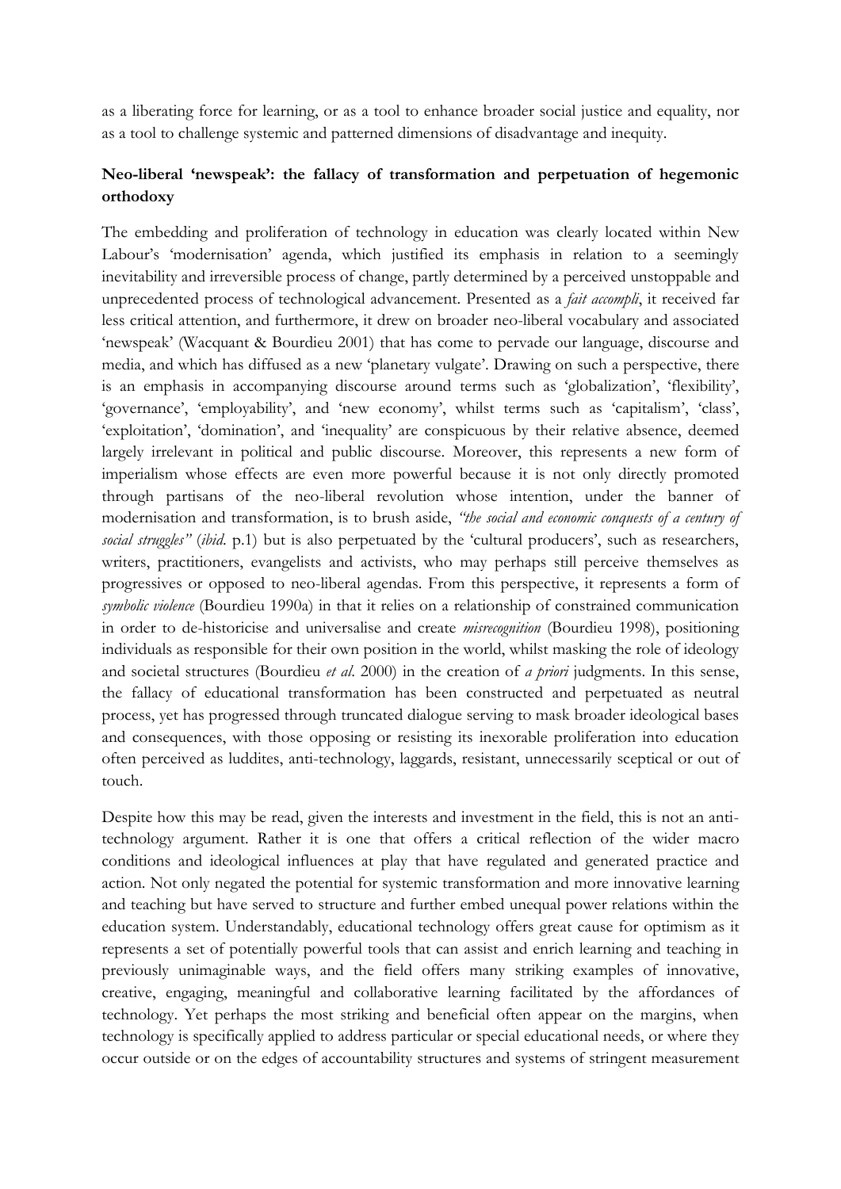as a liberating force for learning, or as a tool to enhance broader social justice and equality, nor as a tool to challenge systemic and patterned dimensions of disadvantage and inequity.

**Neo-liberal 'newspeak': the fallacy of transformation and perpetuation of hegemonic orthodoxy**

The embedding and proliferation of technology in education was clearly located within New Labour's 'modernisation' agenda, which justified its emphasis in relation to a seemingly inevitability and irreversible process of change, partly determined by a perceived unstoppable and unprecedented process of technological advancement. Presented as a *fait accompli*, it received far less critical attention, and furthermore, it drew on broader neo-liberal vocabulary and associated 'newspeak' (Wacquant & Bourdieu 2001) that has come to pervade our language, discourse and media, and which has diffused as a new 'planetary vulgate'. Drawing on such a perspective, there is an emphasis in accompanying discourse around terms such as 'globalization', 'flexibility', 'governance', 'employability', and 'new economy', whilst terms such as 'capitalism', 'class', 'exploitation', 'domination', and 'inequality' are conspicuous by their relative absence, deemed largely irrelevant in political and public discourse. Moreover, this represents a new form of imperialism whose effects are even more powerful because it is not only directly promoted through partisans of the neo-liberal revolution whose intention, under the banner of modernisation and transformation, is to brush aside, *"the social and economic conquests of a century of social struggles"* (*ibid.* p.1) but is also perpetuated by the 'cultural producers', such as researchers, writers, practitioners, evangelists and activists, who may perhaps still perceive themselves as progressives or opposed to neo-liberal agendas. From this perspective, it represents a form of *symbolic violence* (Bourdieu 1990a) in that it relies on a relationship of constrained communication in order to de-historicise and universalise and create *misrecognition* (Bourdieu 1998), positioning individuals as responsible for their own position in the world, whilst masking the role of ideology and societal structures (Bourdieu *et al.* 2000) in the creation of *a priori* judgments. In this sense, the fallacy of educational transformation has been constructed and perpetuated as neutral process, yet has progressed through truncated dialogue serving to mask broader ideological bases and consequences, with those opposing or resisting its inexorable proliferation into education often perceived as luddites, anti-technology, laggards, resistant, unnecessarily sceptical or out of touch.

Despite how this may be read, given the interests and investment in the field, this is not an anti-technology argument. Rather it is one that offers a critical reflection of the wider macro conditions and ideological influences at play that have regulated and generated practice and action. Not only negated the potential for systemic transformation and more innovative learning and teaching but have served to structure and further embed unequal power relations within the education system. Understandably, educational technology offers great cause for optimism as it represents a set of potentially powerful tools that can assist and enrich learning and teaching in previously unimaginable ways, and the field offers many striking examples of innovative, creative, engaging, meaningful and collaborative learning facilitated by the affordances of technology. Yet perhaps the most striking and beneficial often appear on the margins, when technology is specifically applied to address particular or special educational needs, or where they occur outside or on the edges of accountability structures and systems of stringent measurement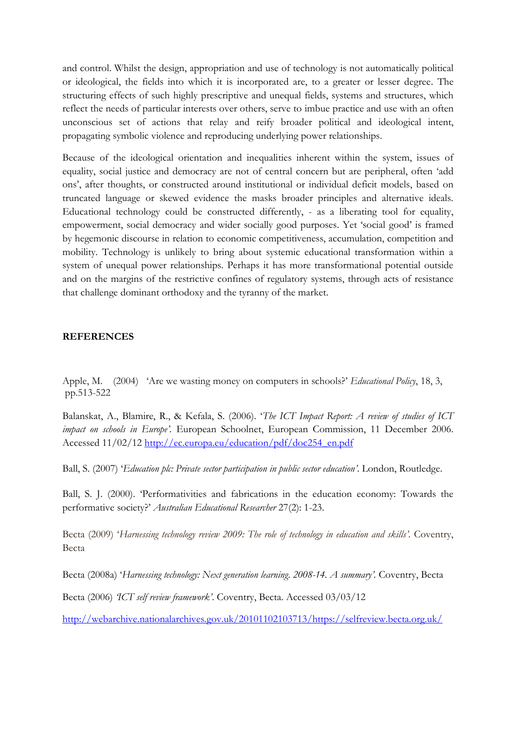and control. Whilst the design, appropriation and use of technology is not automatically political or ideological, the fields into which it is incorporated are, to a greater or lesser degree. The structuring effects of such highly prescriptive and unequal fields, systems and structures, which reflect the needs of particular interests over others, serve to imbue practice and use with an often unconscious set of actions that relay and reify broader political and ideological intent, propagating symbolic violence and reproducing underlying power relationships.

Because of the ideological orientation and inequalities inherent within the system, issues of equality, social justice and democracy are not of central concern but are peripheral, often 'add ons', after thoughts, or constructed around institutional or individual deficit models, based on truncated language or skewed evidence the masks broader principles and alternative ideals. Educational technology could be constructed differently, - as a liberating tool for equality, empowerment, social democracy and wider socially good purposes. Yet 'social good' is framed by hegemonic discourse in relation to economic competitiveness, accumulation, competition and mobility. Technology is unlikely to bring about systemic educational transformation within a system of unequal power relationships. Perhaps it has more transformational potential outside and on the margins of the restrictive confines of regulatory systems, through acts of resistance that challenge dominant orthodoxy and the tyranny of the market.

## REFERENCES

Apple, M. (2004) 'Are we wasting money on computers in schools?' *Educational Policy*, 18, 3, pp.513-522

Balanskat, A., Blamire, R., & Kefala, S. (2006). '*The ICT Impact Report: A review of studies of ICT impact on schools in Europe'*. European Schoolnet, European Commission, 11 December 2006. Accessed 11/02/12 http://ec.europa.eu/education/pdf/doc254_en.pdf

Ball, S. (2007) '*Education plc: Private sector participation in public sector education'*. London, Routledge.

Ball, S. J. (2000). 'Performativities and fabrications in the education economy: Towards the performative society?' *Australian Educational Researcher* 27(2): 1-23.

Becta (2009) '*Harnessing technology review 2009: The role of technology in education and skills'*. Coventry, Becta

Becta (2008a) '*Harnessing technology: Next generation learning. 2008-14. A summary'*. Coventry, Becta

Becta (2006) *'ICT self review framework'*. Coventry, Becta. Accessed 03/03/12

http://webarchive.nationalarchives.gov.uk/20101102103713/https://selfreview.becta.org.uk/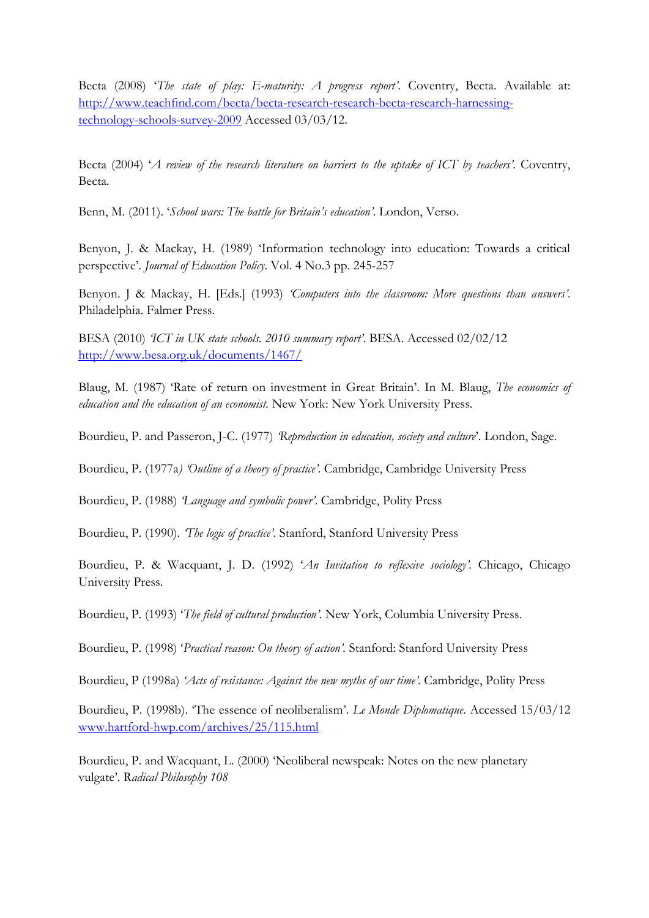Becta (2008) '*The state of play: E-maturity: A progress report'*. Coventry, Becta. Available at: http://www.teachfind.com/becta/becta-research-research-becta-research-harnessing-technology-schools-survey-2009 Accessed 03/03/12.

Becta (2004) '*A review of the research literature on barriers to the uptake of ICT by teachers'*. Coventry, Becta.

Benn, M. (2011). '*School wars: The battle for Britain's education'*. London, Verso.

Benyon, J. & Mackay, H. (1989) 'Information technology into education: Towards a critical perspective'. *Journal of Education Policy*. Vol. 4 No.3 pp. 245-257

Benyon. J & Mackay, H. [Eds.] (1993) *'Computers into the classroom: More questions than answers'*. Philadelphia. Falmer Press.

BESA (2010) *'ICT in UK state schools. 2010 summary report'*. BESA. Accessed 02/02/12 http://www.besa.org.uk/documents/1467/

Blaug, M. (1987) 'Rate of return on investment in Great Britain'. In M. Blaug, *The economics of education and the education of an economist*. New York: New York University Press.

Bourdieu, P. and Passeron, J-C. (1977) *'Reproduction in education, society and culture*'. London, Sage.

Bourdieu, P. (1977a*) 'Outline of a theory of practice'*. Cambridge, Cambridge University Press

Bourdieu, P. (1988) *'Language and symbolic power'*. Cambridge, Polity Press

Bourdieu, P. (1990). *'The logic of practice'*. Stanford, Stanford University Press

Bourdieu, P. & Wacquant, J. D. (1992) '*An Invitation to reflexive sociology'*. Chicago, Chicago University Press.

Bourdieu, P. (1993) '*The field of cultural production'*. New York, Columbia University Press.

Bourdieu, P. (1998) '*Practical reason: On theory of action'*. Stanford: Stanford University Press

Bourdieu, P (1998a) *'Acts of resistance: Against the new myths of our time'*. Cambridge, Polity Press

Bourdieu, P. (1998b). 'The essence of neoliberalism'. *Le Monde Diplomatique*. Accessed 15/03/12 www.hartford-hwp.com/archives/25/115.html

Bourdieu, P. and Wacquant, L. (2000) 'Neoliberal newspeak: Notes on the new planetary vulgate'. R*adical Philosophy 108*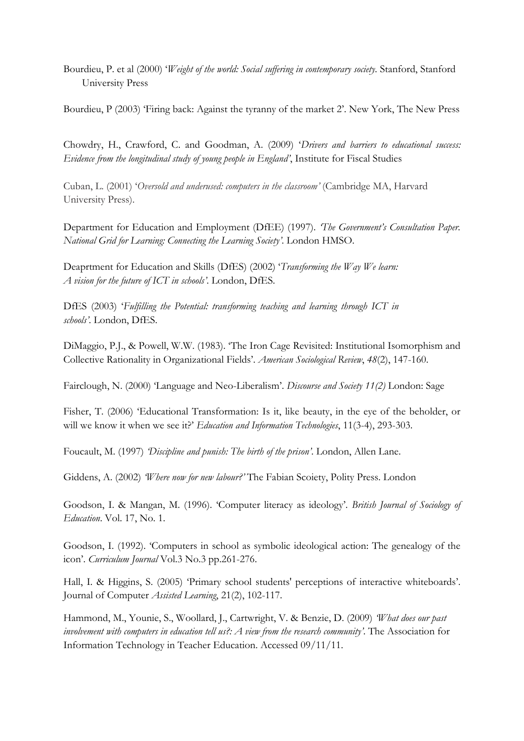Bourdieu, P. et al (2000) '*Weight of the world: Social suffering in contemporary society*. Stanford, Stanford University Press

Bourdieu, P (2003) 'Firing back: Against the tyranny of the market 2'. New York, The New Press

Chowdry, H., Crawford, C. and Goodman, A. (2009) '*Drivers and barriers to educational success: Evidence from the longitudinal study of young people in England*', Institute for Fiscal Studies

Cuban, L. (2001) '*Oversold and underused: computers in the classroom*' (Cambridge MA, Harvard University Press).

Department for Education and Employment (DfEE) (1997). *'The Government's Consultation Paper. National Grid for Learning: Connecting the Learning Society'.* London HMSO.

Deaprtment for Education and Skills (DfES) (2002) '*Transforming the Way We learn: A vision for the future of ICT in schools'.* London, DfES.

DfES (2003) '*Fulfilling the Potential: transforming teaching and learning through ICT in schools'.* London, DfES.

DiMaggio, P.J., & Powell, W.W. (1983). 'The Iron Cage Revisited: Institutional Isomorphism and Collective Rationality in Organizational Fields'. *American Sociological Review*, *48*(2), 147-160.

Fairclough, N. (2000) 'Language and Neo-Liberalism'. *Discourse and Society 11(2)* London: Sage

Fisher, T. (2006) 'Educational Transformation: Is it, like beauty, in the eye of the beholder, or will we know it when we see it?' *Education and Information Technologies*, 11(3-4), 293-303.

Foucault, M. (1997) *'Discipline and punish: The birth of the prison'*. London, Allen Lane.

Giddens, A. (2002) *'Where now for new labour?'* The Fabian Scoiety, Polity Press. London

Goodson, I. & Mangan, M. (1996). 'Computer literacy as ideology'. *British Journal of Sociology of Education*. Vol. 17, No. 1.

Goodson, I. (1992). 'Computers in school as symbolic ideological action: The genealogy of the icon'. *Curriculum Journal* Vol.3 No.3 pp.261-276.

Hall, I. & Higgins, S. (2005) 'Primary school students' perceptions of interactive whiteboards'. Journal of Computer *Assisted Learning*, 21(2), 102-117.

Hammond, M., Younie, S., Woollard, J., Cartwright, V. & Benzie, D. (2009) *'What does our past involvement with computers in education tell us?: A view from the research community'*. The Association for Information Technology in Teacher Education. Accessed 09/11/11.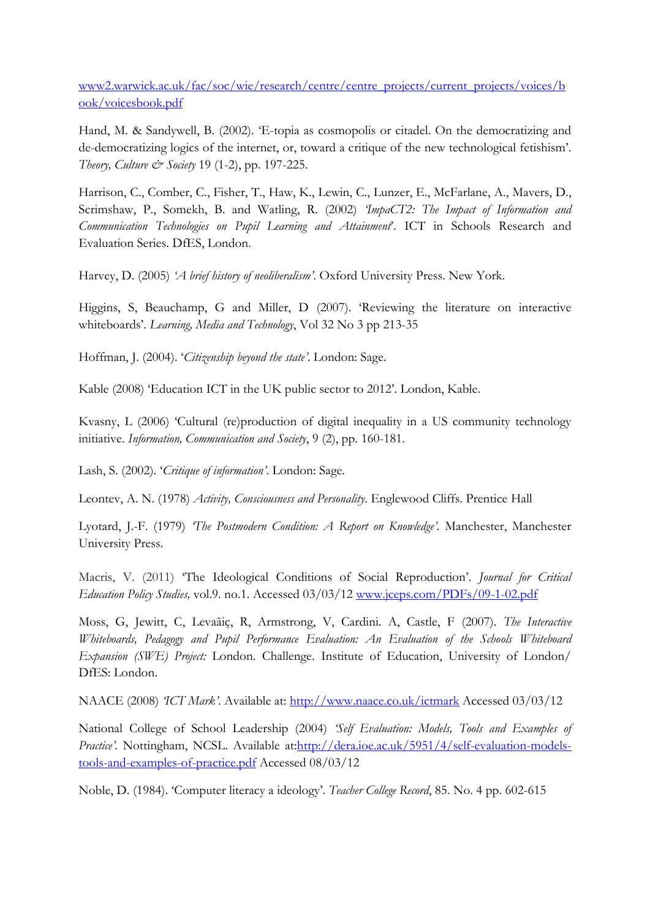www2.warwick.ac.uk/fac/soc/wie/research/centre/centre_projects/current_projects/voices/book/voicesbook.pdf

Hand, M. & Sandywell, B. (2002). 'E-topia as cosmopolis or citadel. On the democratizing and de-democratizing logics of the internet, or, toward a critique of the new technological fetishism'. *Theory, Culture & Society* 19 (1-2), pp. 197-225.

Harrison, C., Comber, C., Fisher, T., Haw, K., Lewin, C., Lunzer, E., McFarlane, A., Mavers, D., Scrimshaw, P., Somekh, B. and Watling, R. (2002) *'ImpaCT2: The Impact of Information and Communication Technologies on Pupil Learning and Attainment*'. ICT in Schools Research and Evaluation Series. DfES, London.

Harvey, D. (2005) *'A brief history of neoliberalism'*. Oxford University Press. New York.

Higgins, S, Beauchamp, G and Miller, D (2007). 'Reviewing the literature on interactive whiteboards'. *Learning, Media and Technology*, Vol 32 No 3 pp 213-35

Hoffman, J. (2004). '*Citizenship beyond the state'*. London: Sage.

Kable (2008) 'Education ICT in the UK public sector to 2012'. London, Kable.

Kvasny, L (2006) 'Cultural (re)production of digital inequality in a US community technology initiative. *Information, Communication and Society*, 9 (2), pp. 160-181.

Lash, S. (2002). '*Critique of information'*. London: Sage.

Leontev, A. N. (1978) *Activity, Consciousness and Personality*. Englewood Cliffs. Prentice Hall

Lyotard, J.-F. (1979) *'The Postmodern Condition: A Report on Knowledge'*. Manchester, Manchester University Press.

Macris, V. (2011) 'The Ideological Conditions of Social Reproduction'. *Journal for Critical Education Policy Studies,* vol.9. no.1. Accessed 03/03/12 www.jceps.com/PDFs/09-1-02.pdf

Moss, G, Jewitt, C, Levaãiç, R, Armstrong, V, Cardini. A, Castle, F (2007). *The Interactive Whiteboards, Pedagogy and Pupil Performance Evaluation: An Evaluation of the Schools Whiteboard Expansion (SWE) Project:* London. Challenge. Institute of Education, University of London/ DfES: London.

NAACE (2008) *'ICT Mark'*. Available at: http://www.naace.co.uk/ictmark Accessed 03/03/12

National College of School Leadership (2004) *'Self Evaluation: Models, Tools and Examples of Practice'.* Nottingham, NCSL. Available at:http://dera.ioe.ac.uk/5951/4/self-evaluation-models-tools-and-examples-of-practice.pdf Accessed 08/03/12

Noble, D. (1984). 'Computer literacy a ideology'. *Teacher College Record*, 85. No. 4 pp. 602-615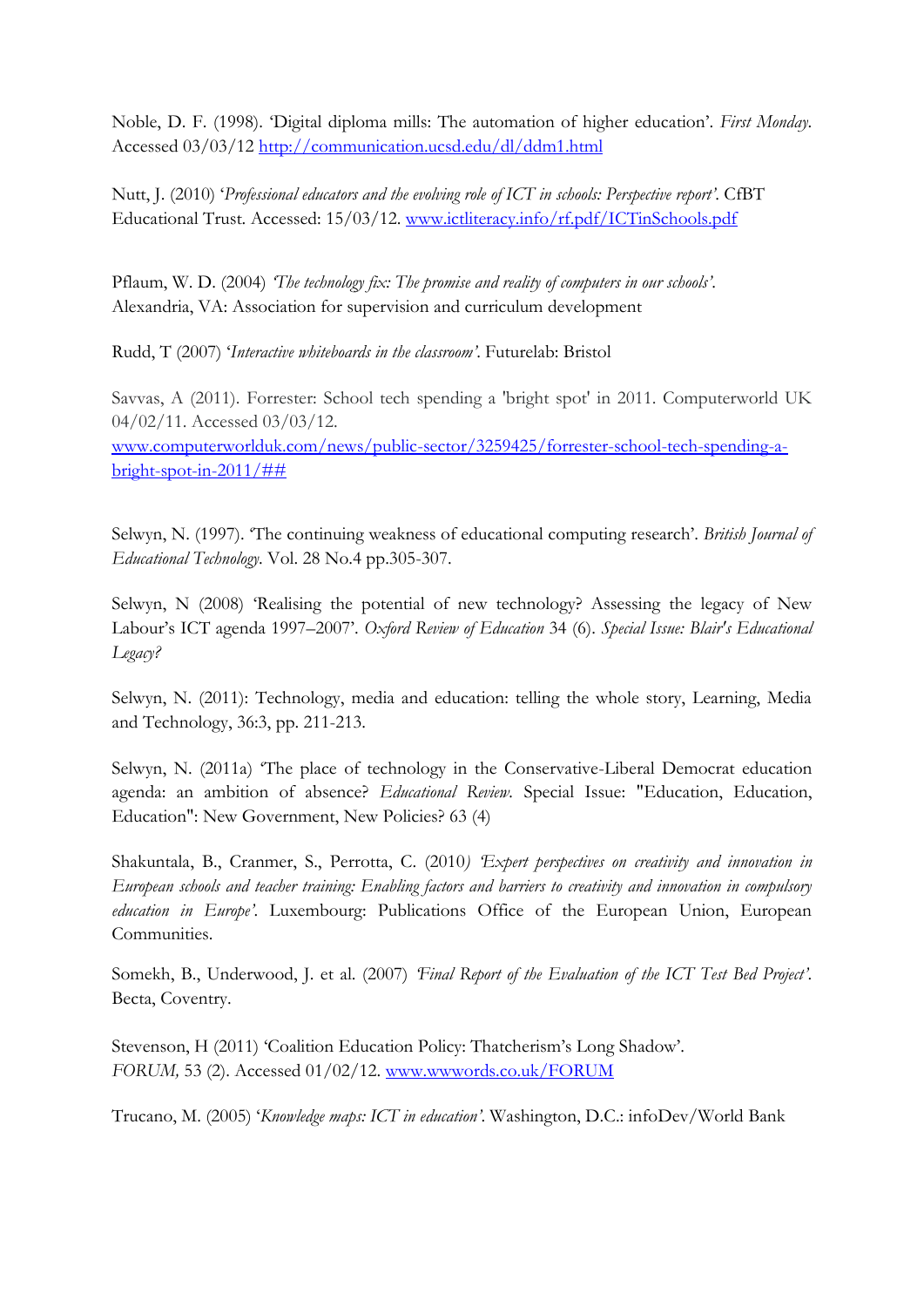Noble, D. F. (1998). 'Digital diploma mills: The automation of higher education'. *First Monday.* Accessed 03/03/12 http://communication.ucsd.edu/dl/ddm1.html

Nutt, J. (2010) '*Professional educators and the evolving role of ICT in schools: Perspective report'*. CfBT Educational Trust. Accessed: 15/03/12. www.ictliteracy.info/rf.pdf/ICTinSchools.pdf

Pflaum, W. D. (2004) *'The technology fix: The promise and reality of computers in our schools'*. Alexandria, VA: Association for supervision and curriculum development

Rudd, T (2007) '*Interactive whiteboards in the classroom'*. Futurelab: Bristol

Savvas, A (2011). Forrester: School tech spending a 'bright spot' in 2011. Computerworld UK 04/02/11. Accessed 03/03/12. www.computerworlduk.com/news/public-sector/3259425/forrester-school-tech-spending-a-bright-spot-in-2011/##

Selwyn, N. (1997). 'The continuing weakness of educational computing research'. *British Journal of Educational Technology.* Vol. 28 No.4 pp.305-307.

Selwyn, N (2008) 'Realising the potential of new technology? Assessing the legacy of New Labour's ICT agenda 1997–2007'. *Oxford Review of Education* 34 (6). *Special Issue: Blair's Educational Legacy?*

Selwyn, N. (2011): Technology, media and education: telling the whole story, Learning, Media and Technology, 36:3, pp. 211-213.

Selwyn, N. (2011a) 'The place of technology in the Conservative-Liberal Democrat education agenda: an ambition of absence? *Educational Review.* Special Issue: "Education, Education, Education": New Government, New Policies? 63 (4)

Shakuntala, B., Cranmer, S., Perrotta, C. (2010*) 'Expert perspectives on creativity and innovation in European schools and teacher training: Enabling factors and barriers to creativity and innovation in compulsory education in Europe'*. Luxembourg: Publications Office of the European Union, European Communities.

Somekh, B., Underwood, J. et al. (2007) *'Final Report of the Evaluation of the ICT Test Bed Project'*. Becta, Coventry.

Stevenson, H (2011) 'Coalition Education Policy: Thatcherism's Long Shadow'. *FORUM,* 53 (2). Accessed 01/02/12. www.wwwords.co.uk/FORUM

Trucano, M. (2005) '*Knowledge maps: ICT in education'*. Washington, D.C.: infoDev/World Bank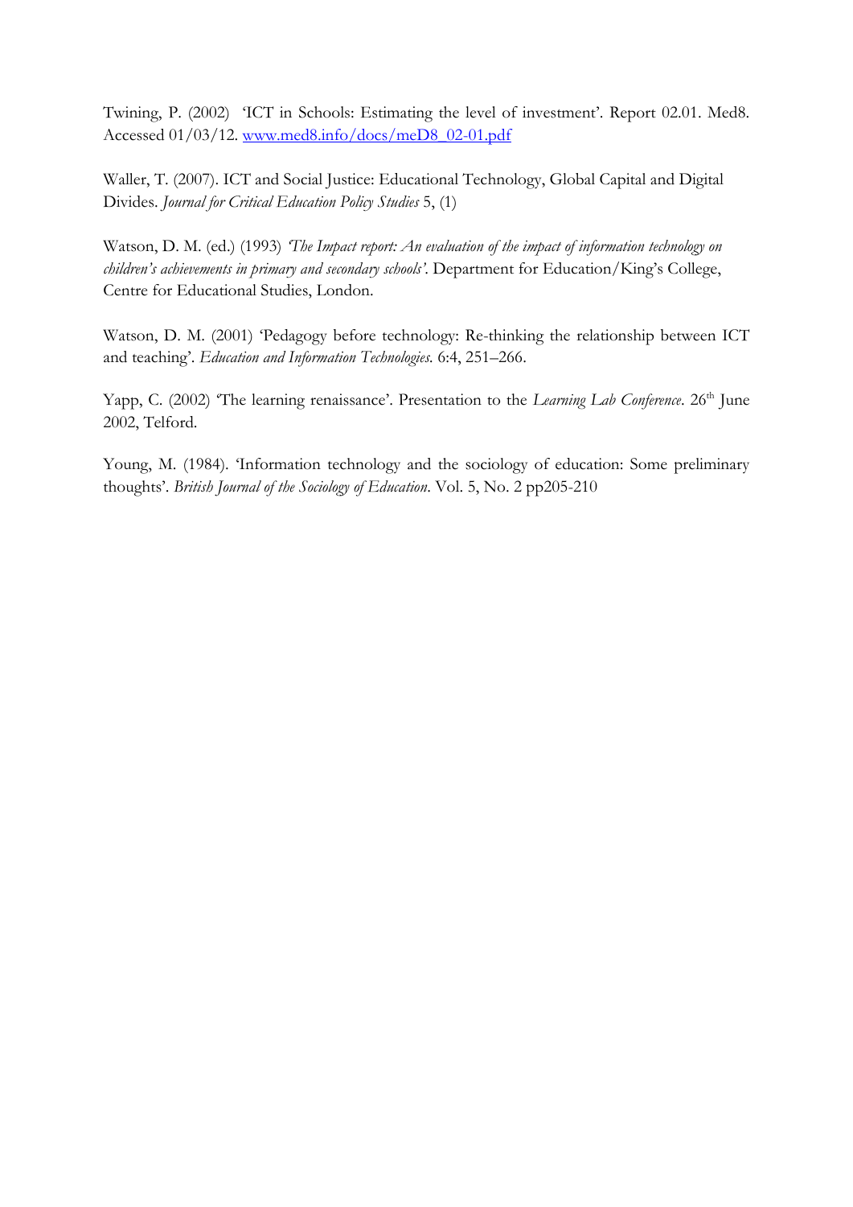Twining, P. (2002) 'ICT in Schools: Estimating the level of investment'. Report 02.01. Med8. Accessed 01/03/12. [www.med8.info/docs/meD8_02-01.pdf](www.med8.info/docs/meD8_02-01.pdf)

Waller, T. (2007). ICT and Social Justice: Educational Technology, Global Capital and Digital Divides. *Journal for Critical Education Policy Studies* 5, (1)

Watson, D. M. (ed.) (1993) *'The Impact report: An evaluation of the impact of information technology on children's achievements in primary and secondary schools'*. Department for Education/King's College, Centre for Educational Studies, London.

Watson, D. M. (2001) 'Pedagogy before technology: Re-thinking the relationship between ICT and teaching'. *Education and Information Technologies.* 6:4, 251–266.

Yapp, C. (2002) 'The learning renaissance'. Presentation to the *Learning Lab Conference*. 26th June 2002, Telford.

Young, M. (1984). 'Information technology and the sociology of education: Some preliminary thoughts'. *British Journal of the Sociology of Education*. Vol. 5, No. 2 pp205-210